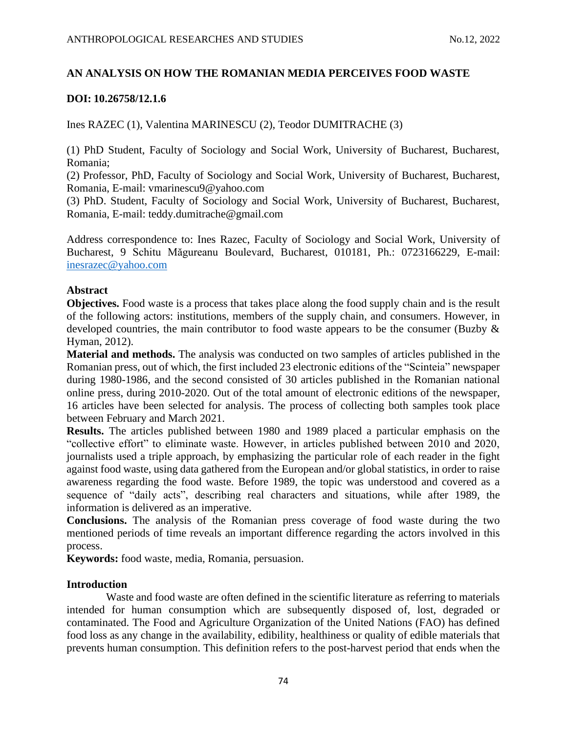# AN ANALYSIS ON HOW THE ROMANIAN MEDIA PERCEIVES FOOD WASTE

**DOI: 10.26758/12.1.6**

Ines RAZEC (1), Valentina MARINESCU (2), Teodor DUMITRACHE (3)

(1) PhD Student, Faculty of Sociology and Social Work, University of Bucharest, Bucharest, Romania;
(2) Professor, PhD, Faculty of Sociology and Social Work, University of Bucharest, Bucharest, Romania, E-mail: vmarinescu9@yahoo.com
(3) PhD. Student, Faculty of Sociology and Social Work, University of Bucharest, Bucharest, Romania, E-mail: teddy.dumitrache@gmail.com

Address correspondence to: Ines Razec, Faculty of Sociology and Social Work, University of Bucharest, 9 Schitu Măgureanu Boulevard, Bucharest, 010181, Ph.: 0723166229, E-mail: inesrazec@yahoo.com

## Abstract

**Objectives.** Food waste is a process that takes place along the food supply chain and is the result of the following actors: institutions, members of the supply chain, and consumers. However, in developed countries, the main contributor to food waste appears to be the consumer (Buzby & Hyman, 2012).

**Material and methods.** The analysis was conducted on two samples of articles published in the Romanian press, out of which, the first included 23 electronic editions of the "Scinteia" newspaper during 1980-1986, and the second consisted of 30 articles published in the Romanian national online press, during 2010-2020. Out of the total amount of electronic editions of the newspaper, 16 articles have been selected for analysis. The process of collecting both samples took place between February and March 2021.

**Results.** The articles published between 1980 and 1989 placed a particular emphasis on the "collective effort" to eliminate waste. However, in articles published between 2010 and 2020, journalists used a triple approach, by emphasizing the particular role of each reader in the fight against food waste, using data gathered from the European and/or global statistics, in order to raise awareness regarding the food waste. Before 1989, the topic was understood and covered as a sequence of "daily acts", describing real characters and situations, while after 1989, the information is delivered as an imperative.

**Conclusions.** The analysis of the Romanian press coverage of food waste during the two mentioned periods of time reveals an important difference regarding the actors involved in this process.

**Keywords:** food waste, media, Romania, persuasion.

## Introduction

Waste and food waste are often defined in the scientific literature as referring to materials intended for human consumption which are subsequently disposed of, lost, degraded or contaminated. The Food and Agriculture Organization of the United Nations (FAO) has defined food loss as any change in the availability, edibility, healthiness or quality of edible materials that prevents human consumption. This definition refers to the post-harvest period that ends when the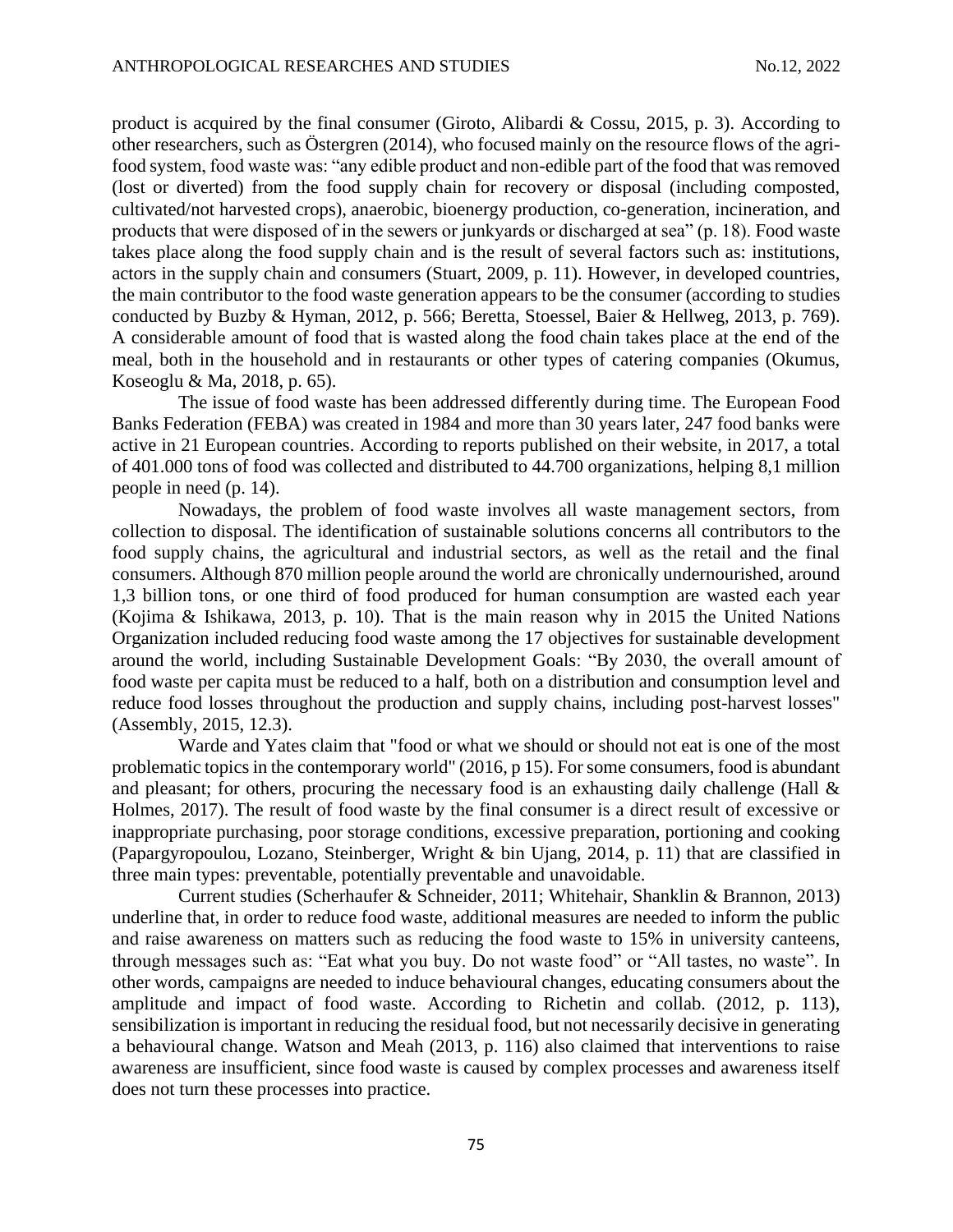product is acquired by the final consumer (Giroto, Alibardi & Cossu, 2015, p. 3). According to other researchers, such as Östergren (2014), who focused mainly on the resource flows of the agri-food system, food waste was: "any edible product and non-edible part of the food that was removed (lost or diverted) from the food supply chain for recovery or disposal (including composted, cultivated/not harvested crops), anaerobic, bioenergy production, co-generation, incineration, and products that were disposed of in the sewers or junkyards or discharged at sea" (p. 18). Food waste takes place along the food supply chain and is the result of several factors such as: institutions, actors in the supply chain and consumers (Stuart, 2009, p. 11). However, in developed countries, the main contributor to the food waste generation appears to be the consumer (according to studies conducted by Buzby & Hyman, 2012, p. 566; Beretta, Stoessel, Baier & Hellweg, 2013, p. 769). A considerable amount of food that is wasted along the food chain takes place at the end of the meal, both in the household and in restaurants or other types of catering companies (Okumus, Koseoglu & Ma, 2018, p. 65).

The issue of food waste has been addressed differently during time. The European Food Banks Federation (FEBA) was created in 1984 and more than 30 years later, 247 food banks were active in 21 European countries. According to reports published on their website, in 2017, a total of 401.000 tons of food was collected and distributed to 44.700 organizations, helping 8,1 million people in need (p. 14).

Nowadays, the problem of food waste involves all waste management sectors, from collection to disposal. The identification of sustainable solutions concerns all contributors to the food supply chains, the agricultural and industrial sectors, as well as the retail and the final consumers. Although 870 million people around the world are chronically undernourished, around 1,3 billion tons, or one third of food produced for human consumption are wasted each year (Kojima & Ishikawa, 2013, p. 10). That is the main reason why in 2015 the United Nations Organization included reducing food waste among the 17 objectives for sustainable development around the world, including Sustainable Development Goals: "By 2030, the overall amount of food waste per capita must be reduced to a half, both on a distribution and consumption level and reduce food losses throughout the production and supply chains, including post-harvest losses" (Assembly, 2015, 12.3).

Warde and Yates claim that "food or what we should or should not eat is one of the most problematic topics in the contemporary world" (2016, p 15). For some consumers, food is abundant and pleasant; for others, procuring the necessary food is an exhausting daily challenge (Hall & Holmes, 2017). The result of food waste by the final consumer is a direct result of excessive or inappropriate purchasing, poor storage conditions, excessive preparation, portioning and cooking (Papargyropoulou, Lozano, Steinberger, Wright & bin Ujang, 2014, p. 11) that are classified in three main types: preventable, potentially preventable and unavoidable.

Current studies (Scherhaufer & Schneider, 2011; Whitehair, Shanklin & Brannon, 2013) underline that, in order to reduce food waste, additional measures are needed to inform the public and raise awareness on matters such as reducing the food waste to 15% in university canteens, through messages such as: "Eat what you buy. Do not waste food" or "All tastes, no waste". In other words, campaigns are needed to induce behavioural changes, educating consumers about the amplitude and impact of food waste. According to Richetin and collab. (2012, p. 113), sensibilization is important in reducing the residual food, but not necessarily decisive in generating a behavioural change. Watson and Meah (2013, p. 116) also claimed that interventions to raise awareness are insufficient, since food waste is caused by complex processes and awareness itself does not turn these processes into practice.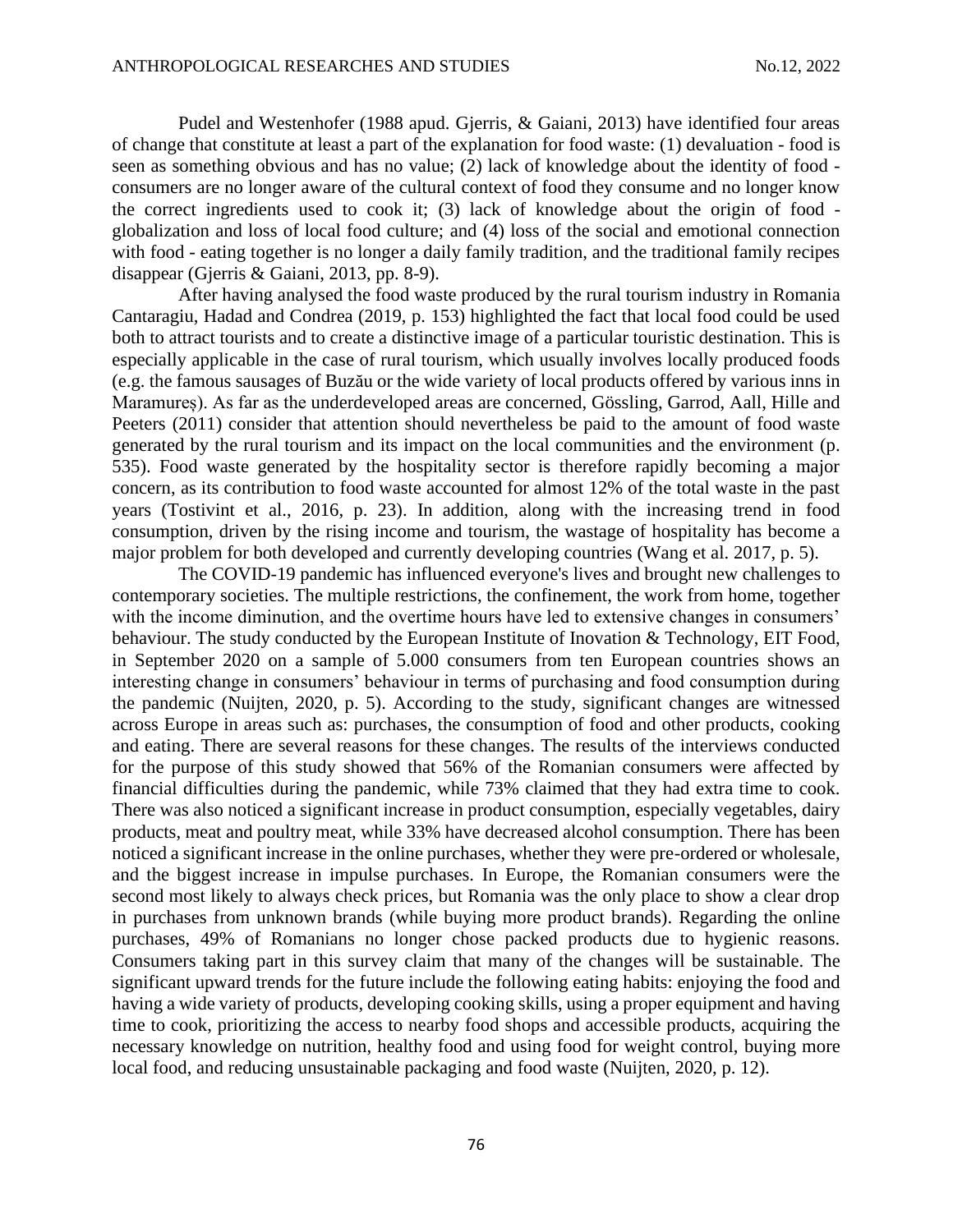Pudel and Westenhofer (1988 apud. Gjerris, & Gaiani, 2013) have identified four areas of change that constitute at least a part of the explanation for food waste: (1) devaluation - food is seen as something obvious and has no value; (2) lack of knowledge about the identity of food - consumers are no longer aware of the cultural context of food they consume and no longer know the correct ingredients used to cook it; (3) lack of knowledge about the origin of food - globalization and loss of local food culture; and (4) loss of the social and emotional connection with food - eating together is no longer a daily family tradition, and the traditional family recipes disappear (Gjerris & Gaiani, 2013, pp. 8-9).

After having analysed the food waste produced by the rural tourism industry in Romania Cantaragiu, Hadad and Condrea (2019, p. 153) highlighted the fact that local food could be used both to attract tourists and to create a distinctive image of a particular touristic destination. This is especially applicable in the case of rural tourism, which usually involves locally produced foods (e.g. the famous sausages of Buzău or the wide variety of local products offered by various inns in Maramureș). As far as the underdeveloped areas are concerned, Gössling, Garrod, Aall, Hille and Peeters (2011) consider that attention should nevertheless be paid to the amount of food waste generated by the rural tourism and its impact on the local communities and the environment (p. 535). Food waste generated by the hospitality sector is therefore rapidly becoming a major concern, as its contribution to food waste accounted for almost 12% of the total waste in the past years (Tostivint et al., 2016, p. 23). In addition, along with the increasing trend in food consumption, driven by the rising income and tourism, the wastage of hospitality has become a major problem for both developed and currently developing countries (Wang et al. 2017, p. 5).

The COVID-19 pandemic has influenced everyone's lives and brought new challenges to contemporary societies. The multiple restrictions, the confinement, the work from home, together with the income diminution, and the overtime hours have led to extensive changes in consumers' behaviour. The study conducted by the European Institute of Inovation & Technology, EIT Food, in September 2020 on a sample of 5.000 consumers from ten European countries shows an interesting change in consumers' behaviour in terms of purchasing and food consumption during the pandemic (Nuijten, 2020, p. 5). According to the study, significant changes are witnessed across Europe in areas such as: purchases, the consumption of food and other products, cooking and eating. There are several reasons for these changes. The results of the interviews conducted for the purpose of this study showed that 56% of the Romanian consumers were affected by financial difficulties during the pandemic, while 73% claimed that they had extra time to cook. There was also noticed a significant increase in product consumption, especially vegetables, dairy products, meat and poultry meat, while 33% have decreased alcohol consumption. There has been noticed a significant increase in the online purchases, whether they were pre-ordered or wholesale, and the biggest increase in impulse purchases. In Europe, the Romanian consumers were the second most likely to always check prices, but Romania was the only place to show a clear drop in purchases from unknown brands (while buying more product brands). Regarding the online purchases, 49% of Romanians no longer chose packed products due to hygienic reasons. Consumers taking part in this survey claim that many of the changes will be sustainable. The significant upward trends for the future include the following eating habits: enjoying the food and having a wide variety of products, developing cooking skills, using a proper equipment and having time to cook, prioritizing the access to nearby food shops and accessible products, acquiring the necessary knowledge on nutrition, healthy food and using food for weight control, buying more local food, and reducing unsustainable packaging and food waste (Nuijten, 2020, p. 12).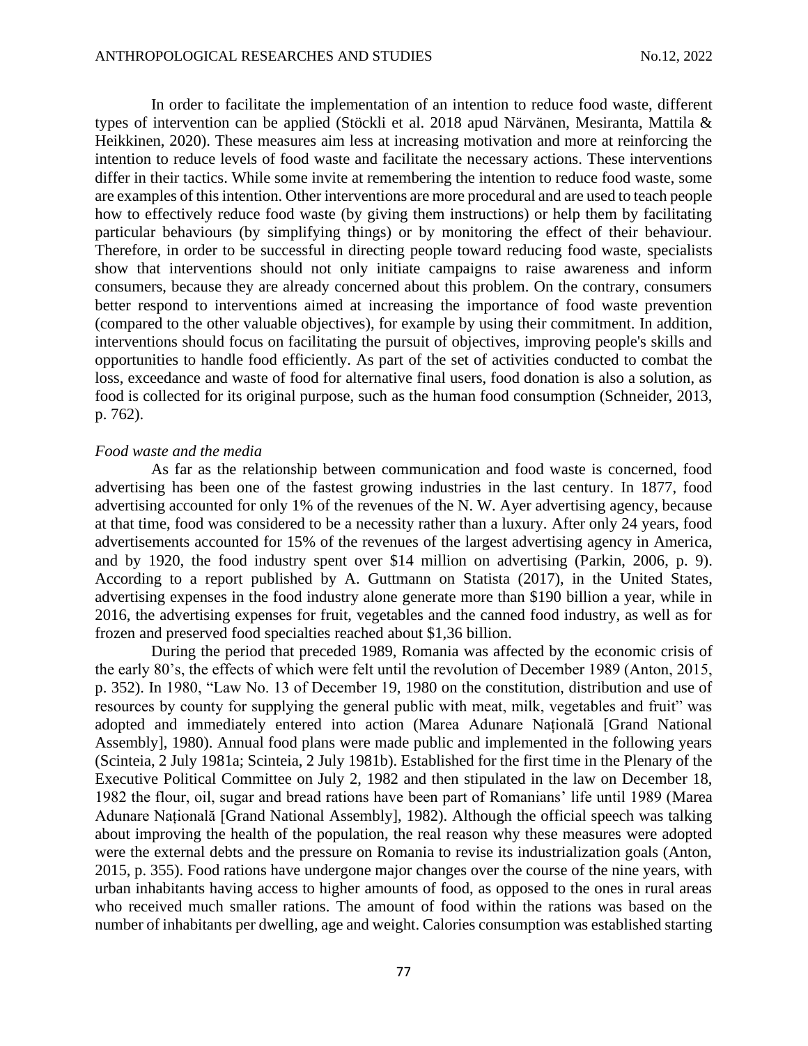In order to facilitate the implementation of an intention to reduce food waste, different types of intervention can be applied (Stöckli et al. 2018 apud Närvänen, Mesiranta, Mattila & Heikkinen, 2020). These measures aim less at increasing motivation and more at reinforcing the intention to reduce levels of food waste and facilitate the necessary actions. These interventions differ in their tactics. While some invite at remembering the intention to reduce food waste, some are examples of this intention. Other interventions are more procedural and are used to teach people how to effectively reduce food waste (by giving them instructions) or help them by facilitating particular behaviours (by simplifying things) or by monitoring the effect of their behaviour. Therefore, in order to be successful in directing people toward reducing food waste, specialists show that interventions should not only initiate campaigns to raise awareness and inform consumers, because they are already concerned about this problem. On the contrary, consumers better respond to interventions aimed at increasing the importance of food waste prevention (compared to the other valuable objectives), for example by using their commitment. In addition, interventions should focus on facilitating the pursuit of objectives, improving people's skills and opportunities to handle food efficiently. As part of the set of activities conducted to combat the loss, exceedance and waste of food for alternative final users, food donation is also a solution, as food is collected for its original purpose, such as the human food consumption (Schneider, 2013, p. 762).

*Food waste and the media*

As far as the relationship between communication and food waste is concerned, food advertising has been one of the fastest growing industries in the last century. In 1877, food advertising accounted for only 1% of the revenues of the N. W. Ayer advertising agency, because at that time, food was considered to be a necessity rather than a luxury. After only 24 years, food advertisements accounted for 15% of the revenues of the largest advertising agency in America, and by 1920, the food industry spent over $14 million on advertising (Parkin, 2006, p. 9). According to a report published by A. Guttmann on Statista (2017), in the United States, advertising expenses in the food industry alone generate more than $190 billion a year, while in 2016, the advertising expenses for fruit, vegetables and the canned food industry, as well as for frozen and preserved food specialties reached about $1,36 billion.

During the period that preceded 1989, Romania was affected by the economic crisis of the early 80's, the effects of which were felt until the revolution of December 1989 (Anton, 2015, p. 352). In 1980, "Law No. 13 of December 19, 1980 on the constitution, distribution and use of resources by county for supplying the general public with meat, milk, vegetables and fruit" was adopted and immediately entered into action (Marea Adunare Națională [Grand National Assembly], 1980). Annual food plans were made public and implemented in the following years (Scinteia, 2 July 1981a; Scinteia, 2 July 1981b). Established for the first time in the Plenary of the Executive Political Committee on July 2, 1982 and then stipulated in the law on December 18, 1982 the flour, oil, sugar and bread rations have been part of Romanians' life until 1989 (Marea Adunare Națională [Grand National Assembly], 1982). Although the official speech was talking about improving the health of the population, the real reason why these measures were adopted were the external debts and the pressure on Romania to revise its industrialization goals (Anton, 2015, p. 355). Food rations have undergone major changes over the course of the nine years, with urban inhabitants having access to higher amounts of food, as opposed to the ones in rural areas who received much smaller rations. The amount of food within the rations was based on the number of inhabitants per dwelling, age and weight. Calories consumption was established starting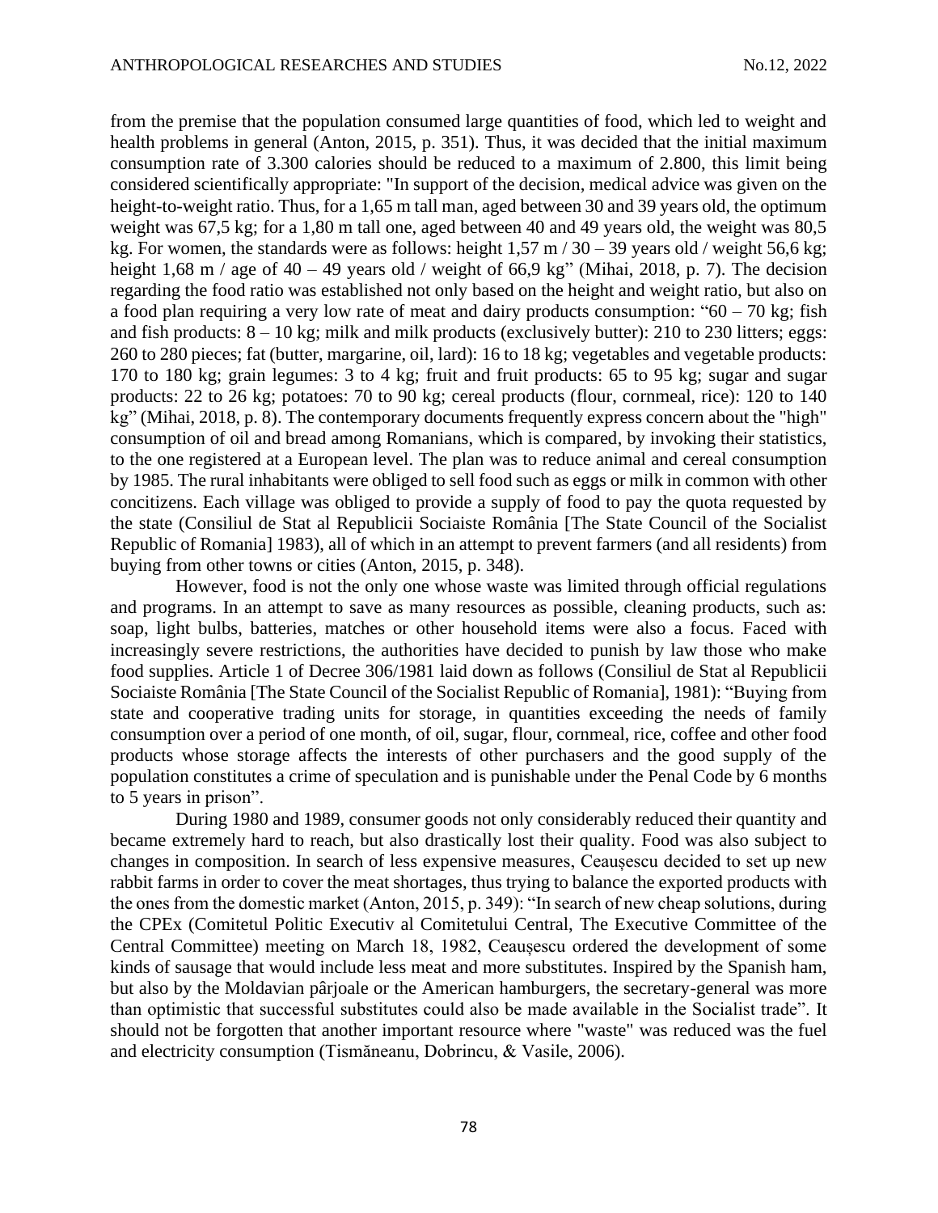from the premise that the population consumed large quantities of food, which led to weight and health problems in general (Anton, 2015, p. 351). Thus, it was decided that the initial maximum consumption rate of 3.300 calories should be reduced to a maximum of 2.800, this limit being considered scientifically appropriate: "In support of the decision, medical advice was given on the height-to-weight ratio. Thus, for a 1,65 m tall man, aged between 30 and 39 years old, the optimum weight was 67,5 kg; for a 1,80 m tall one, aged between 40 and 49 years old, the weight was 80,5 kg. For women, the standards were as follows: height 1,57 m / 30 – 39 years old / weight 56,6 kg; height 1,68 m / age of 40 – 49 years old / weight of 66,9 kg" (Mihai, 2018, p. 7). The decision regarding the food ratio was established not only based on the height and weight ratio, but also on a food plan requiring a very low rate of meat and dairy products consumption: "60 – 70 kg; fish and fish products: 8 – 10 kg; milk and milk products (exclusively butter): 210 to 230 litters; eggs: 260 to 280 pieces; fat (butter, margarine, oil, lard): 16 to 18 kg; vegetables and vegetable products: 170 to 180 kg; grain legumes: 3 to 4 kg; fruit and fruit products: 65 to 95 kg; sugar and sugar products: 22 to 26 kg; potatoes: 70 to 90 kg; cereal products (flour, cornmeal, rice): 120 to 140 kg" (Mihai, 2018, p. 8). The contemporary documents frequently express concern about the "high" consumption of oil and bread among Romanians, which is compared, by invoking their statistics, to the one registered at a European level. The plan was to reduce animal and cereal consumption by 1985. The rural inhabitants were obliged to sell food such as eggs or milk in common with other concitizens. Each village was obliged to provide a supply of food to pay the quota requested by the state (Consiliul de Stat al Republicii Sociaiste România [The State Council of the Socialist Republic of Romania] 1983), all of which in an attempt to prevent farmers (and all residents) from buying from other towns or cities (Anton, 2015, p. 348).

However, food is not the only one whose waste was limited through official regulations and programs. In an attempt to save as many resources as possible, cleaning products, such as: soap, light bulbs, batteries, matches or other household items were also a focus. Faced with increasingly severe restrictions, the authorities have decided to punish by law those who make food supplies. Article 1 of Decree 306/1981 laid down as follows (Consiliul de Stat al Republicii Sociaiste România [The State Council of the Socialist Republic of Romania], 1981): "Buying from state and cooperative trading units for storage, in quantities exceeding the needs of family consumption over a period of one month, of oil, sugar, flour, cornmeal, rice, coffee and other food products whose storage affects the interests of other purchasers and the good supply of the population constitutes a crime of speculation and is punishable under the Penal Code by 6 months to 5 years in prison".

During 1980 and 1989, consumer goods not only considerably reduced their quantity and became extremely hard to reach, but also drastically lost their quality. Food was also subject to changes in composition. In search of less expensive measures, Ceaușescu decided to set up new rabbit farms in order to cover the meat shortages, thus trying to balance the exported products with the ones from the domestic market (Anton, 2015, p. 349): "In search of new cheap solutions, during the CPEx (Comitetul Politic Executiv al Comitetului Central, The Executive Committee of the Central Committee) meeting on March 18, 1982, Ceaușescu ordered the development of some kinds of sausage that would include less meat and more substitutes. Inspired by the Spanish ham, but also by the Moldavian pârjoale or the American hamburgers, the secretary-general was more than optimistic that successful substitutes could also be made available in the Socialist trade". It should not be forgotten that another important resource where "waste" was reduced was the fuel and electricity consumption (Tismăneanu, Dobrincu, & Vasile, 2006).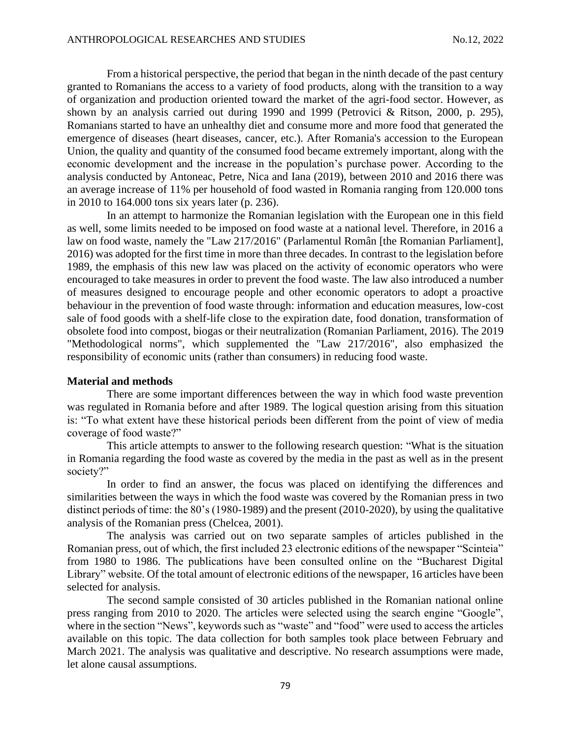From a historical perspective, the period that began in the ninth decade of the past century granted to Romanians the access to a variety of food products, along with the transition to a way of organization and production oriented toward the market of the agri-food sector. However, as shown by an analysis carried out during 1990 and 1999 (Petrovici & Ritson, 2000, p. 295), Romanians started to have an unhealthy diet and consume more and more food that generated the emergence of diseases (heart diseases, cancer, etc.). After Romania's accession to the European Union, the quality and quantity of the consumed food became extremely important, along with the economic development and the increase in the population's purchase power. According to the analysis conducted by Antoneac, Petre, Nica and Iana (2019), between 2010 and 2016 there was an average increase of 11% per household of food wasted in Romania ranging from 120.000 tons in 2010 to 164.000 tons six years later (p. 236).

In an attempt to harmonize the Romanian legislation with the European one in this field as well, some limits needed to be imposed on food waste at a national level. Therefore, in 2016 a law on food waste, namely the "Law 217/2016" (Parlamentul Român [the Romanian Parliament], 2016) was adopted for the first time in more than three decades. In contrast to the legislation before 1989, the emphasis of this new law was placed on the activity of economic operators who were encouraged to take measures in order to prevent the food waste. The law also introduced a number of measures designed to encourage people and other economic operators to adopt a proactive behaviour in the prevention of food waste through: information and education measures, low-cost sale of food goods with a shelf-life close to the expiration date, food donation, transformation of obsolete food into compost, biogas or their neutralization (Romanian Parliament, 2016). The 2019 "Methodological norms", which supplemented the "Law 217/2016", also emphasized the responsibility of economic units (rather than consumers) in reducing food waste.

## Material and methods

There are some important differences between the way in which food waste prevention was regulated in Romania before and after 1989. The logical question arising from this situation is: "To what extent have these historical periods been different from the point of view of media coverage of food waste?"

This article attempts to answer to the following research question: "What is the situation in Romania regarding the food waste as covered by the media in the past as well as in the present society?"

In order to find an answer, the focus was placed on identifying the differences and similarities between the ways in which the food waste was covered by the Romanian press in two distinct periods of time: the 80's (1980-1989) and the present (2010-2020), by using the qualitative analysis of the Romanian press (Chelcea, 2001).

The analysis was carried out on two separate samples of articles published in the Romanian press, out of which, the first included 23 electronic editions of the newspaper "Scinteia" from 1980 to 1986. The publications have been consulted online on the "Bucharest Digital Library" website. Of the total amount of electronic editions of the newspaper, 16 articles have been selected for analysis.

The second sample consisted of 30 articles published in the Romanian national online press ranging from 2010 to 2020. The articles were selected using the search engine "Google", where in the section "News", keywords such as "waste" and "food" were used to access the articles available on this topic. The data collection for both samples took place between February and March 2021. The analysis was qualitative and descriptive. No research assumptions were made, let alone causal assumptions.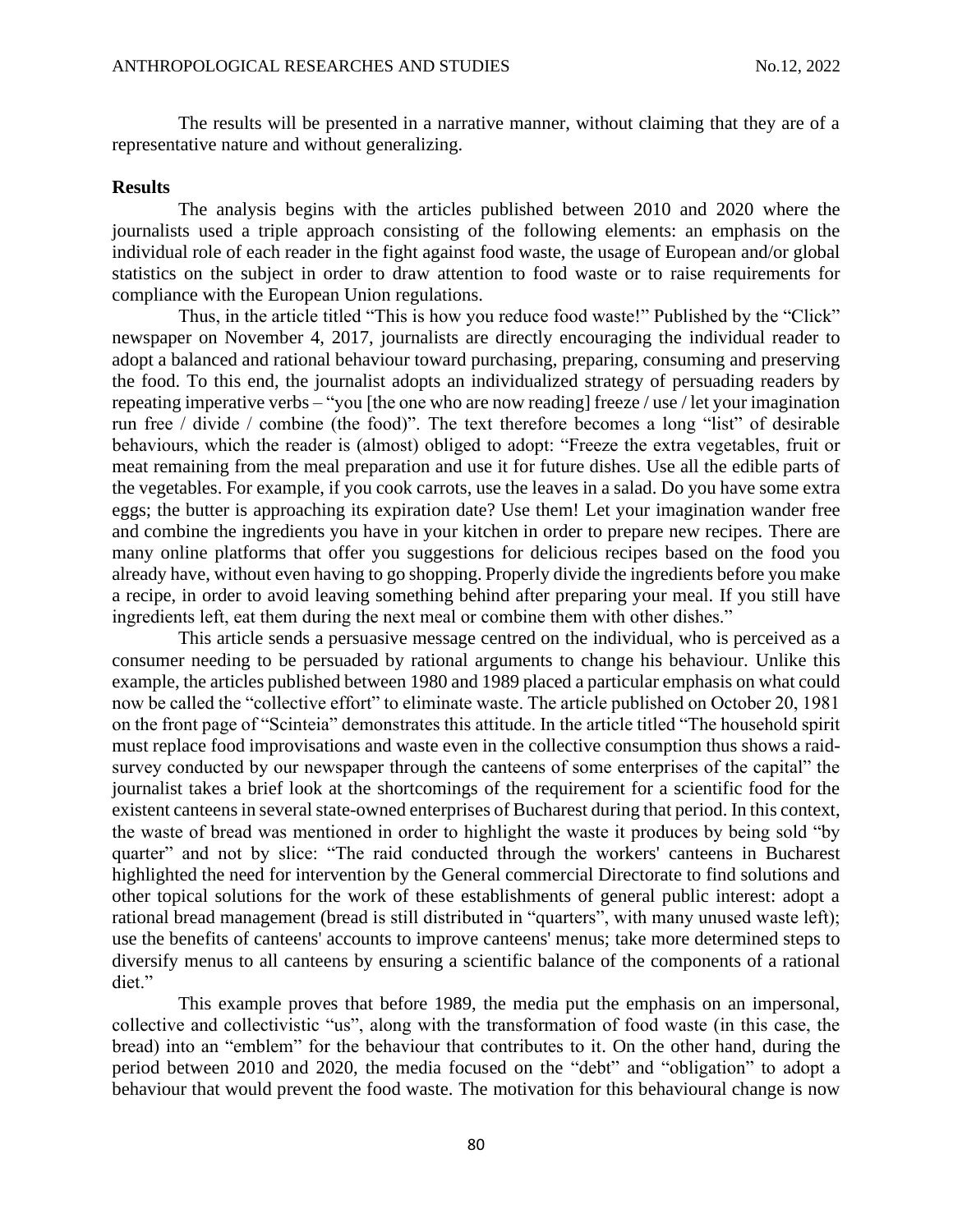The results will be presented in a narrative manner, without claiming that they are of a representative nature and without generalizing.

**Results**

The analysis begins with the articles published between 2010 and 2020 where the journalists used a triple approach consisting of the following elements: an emphasis on the individual role of each reader in the fight against food waste, the usage of European and/or global statistics on the subject in order to draw attention to food waste or to raise requirements for compliance with the European Union regulations.

Thus, in the article titled "This is how you reduce food waste!" Published by the "Click" newspaper on November 4, 2017, journalists are directly encouraging the individual reader to adopt a balanced and rational behaviour toward purchasing, preparing, consuming and preserving the food. To this end, the journalist adopts an individualized strategy of persuading readers by repeating imperative verbs – "you [the one who are now reading] freeze / use / let your imagination run free / divide / combine (the food)". The text therefore becomes a long "list" of desirable behaviours, which the reader is (almost) obliged to adopt: "Freeze the extra vegetables, fruit or meat remaining from the meal preparation and use it for future dishes. Use all the edible parts of the vegetables. For example, if you cook carrots, use the leaves in a salad. Do you have some extra eggs; the butter is approaching its expiration date? Use them! Let your imagination wander free and combine the ingredients you have in your kitchen in order to prepare new recipes. There are many online platforms that offer you suggestions for delicious recipes based on the food you already have, without even having to go shopping. Properly divide the ingredients before you make a recipe, in order to avoid leaving something behind after preparing your meal. If you still have ingredients left, eat them during the next meal or combine them with other dishes."

This article sends a persuasive message centred on the individual, who is perceived as a consumer needing to be persuaded by rational arguments to change his behaviour. Unlike this example, the articles published between 1980 and 1989 placed a particular emphasis on what could now be called the "collective effort" to eliminate waste. The article published on October 20, 1981 on the front page of "Scinteia" demonstrates this attitude. In the article titled "The household spirit must replace food improvisations and waste even in the collective consumption thus shows a raid-survey conducted by our newspaper through the canteens of some enterprises of the capital" the journalist takes a brief look at the shortcomings of the requirement for a scientific food for the existent canteens in several state-owned enterprises of Bucharest during that period. In this context, the waste of bread was mentioned in order to highlight the waste it produces by being sold "by quarter" and not by slice: "The raid conducted through the workers' canteens in Bucharest highlighted the need for intervention by the General commercial Directorate to find solutions and other topical solutions for the work of these establishments of general public interest: adopt a rational bread management (bread is still distributed in "quarters", with many unused waste left); use the benefits of canteens' accounts to improve canteens' menus; take more determined steps to diversify menus to all canteens by ensuring a scientific balance of the components of a rational diet."

This example proves that before 1989, the media put the emphasis on an impersonal, collective and collectivistic "us", along with the transformation of food waste (in this case, the bread) into an "emblem" for the behaviour that contributes to it. On the other hand, during the period between 2010 and 2020, the media focused on the "debt" and "obligation" to adopt a behaviour that would prevent the food waste. The motivation for this behavioural change is now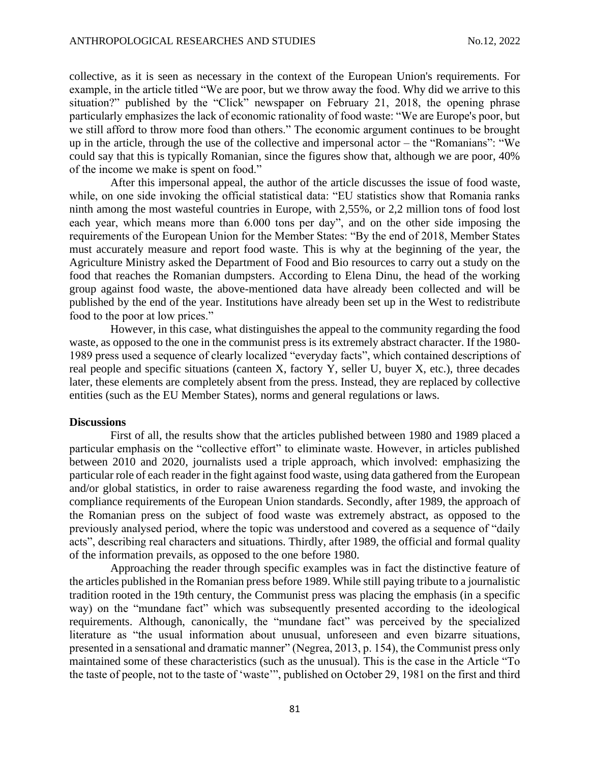collective, as it is seen as necessary in the context of the European Union's requirements. For example, in the article titled "We are poor, but we throw away the food. Why did we arrive to this situation?" published by the "Click" newspaper on February 21, 2018, the opening phrase particularly emphasizes the lack of economic rationality of food waste: "We are Europe's poor, but we still afford to throw more food than others." The economic argument continues to be brought up in the article, through the use of the collective and impersonal actor – the "Romanians": "We could say that this is typically Romanian, since the figures show that, although we are poor, 40% of the income we make is spent on food."

After this impersonal appeal, the author of the article discusses the issue of food waste, while, on one side invoking the official statistical data: "EU statistics show that Romania ranks ninth among the most wasteful countries in Europe, with 2,55%, or 2,2 million tons of food lost each year, which means more than 6.000 tons per day", and on the other side imposing the requirements of the European Union for the Member States: "By the end of 2018, Member States must accurately measure and report food waste. This is why at the beginning of the year, the Agriculture Ministry asked the Department of Food and Bio resources to carry out a study on the food that reaches the Romanian dumpsters. According to Elena Dinu, the head of the working group against food waste, the above-mentioned data have already been collected and will be published by the end of the year. Institutions have already been set up in the West to redistribute food to the poor at low prices."

However, in this case, what distinguishes the appeal to the community regarding the food waste, as opposed to the one in the communist press is its extremely abstract character. If the 1980-1989 press used a sequence of clearly localized "everyday facts", which contained descriptions of real people and specific situations (canteen X, factory Y, seller U, buyer X, etc.), three decades later, these elements are completely absent from the press. Instead, they are replaced by collective entities (such as the EU Member States), norms and general regulations or laws.

**Discussions**

First of all, the results show that the articles published between 1980 and 1989 placed a particular emphasis on the "collective effort" to eliminate waste. However, in articles published between 2010 and 2020, journalists used a triple approach, which involved: emphasizing the particular role of each reader in the fight against food waste, using data gathered from the European and/or global statistics, in order to raise awareness regarding the food waste, and invoking the compliance requirements of the European Union standards. Secondly, after 1989, the approach of the Romanian press on the subject of food waste was extremely abstract, as opposed to the previously analysed period, where the topic was understood and covered as a sequence of "daily acts", describing real characters and situations. Thirdly, after 1989, the official and formal quality of the information prevails, as opposed to the one before 1980.

Approaching the reader through specific examples was in fact the distinctive feature of the articles published in the Romanian press before 1989. While still paying tribute to a journalistic tradition rooted in the 19th century, the Communist press was placing the emphasis (in a specific way) on the "mundane fact" which was subsequently presented according to the ideological requirements. Although, canonically, the "mundane fact" was perceived by the specialized literature as "the usual information about unusual, unforeseen and even bizarre situations, presented in a sensational and dramatic manner" (Negrea, 2013, p. 154), the Communist press only maintained some of these characteristics (such as the unusual). This is the case in the Article "To the taste of people, not to the taste of 'waste'", published on October 29, 1981 on the first and third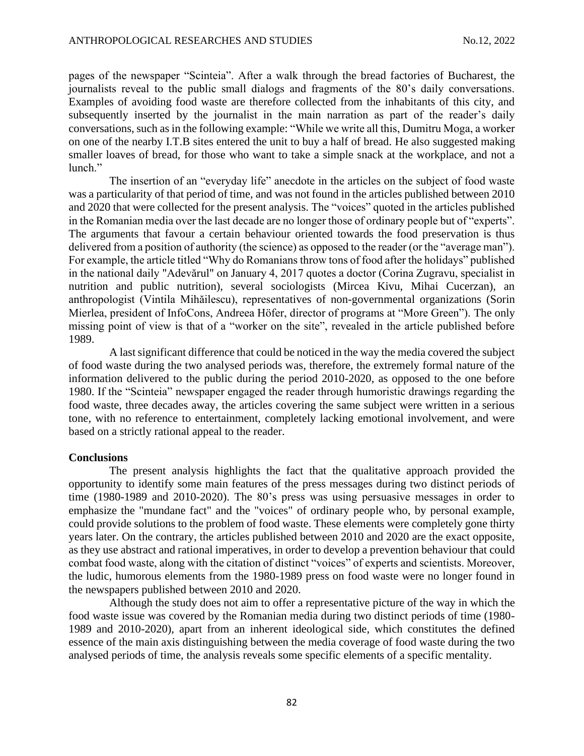pages of the newspaper "Scinteia". After a walk through the bread factories of Bucharest, the journalists reveal to the public small dialogs and fragments of the 80's daily conversations. Examples of avoiding food waste are therefore collected from the inhabitants of this city, and subsequently inserted by the journalist in the main narration as part of the reader's daily conversations, such as in the following example: "While we write all this, Dumitru Moga, a worker on one of the nearby I.T.B sites entered the unit to buy a half of bread. He also suggested making smaller loaves of bread, for those who want to take a simple snack at the workplace, and not a lunch."

The insertion of an "everyday life" anecdote in the articles on the subject of food waste was a particularity of that period of time, and was not found in the articles published between 2010 and 2020 that were collected for the present analysis. The "voices" quoted in the articles published in the Romanian media over the last decade are no longer those of ordinary people but of "experts". The arguments that favour a certain behaviour oriented towards the food preservation is thus delivered from a position of authority (the science) as opposed to the reader (or the "average man"). For example, the article titled "Why do Romanians throw tons of food after the holidays" published in the national daily "Adevărul" on January 4, 2017 quotes a doctor (Corina Zugravu, specialist in nutrition and public nutrition), several sociologists (Mircea Kivu, Mihai Cucerzan), an anthropologist (Vintila Mihăilescu), representatives of non-governmental organizations (Sorin Mierlea, president of InfoCons, Andreea Höfer, director of programs at "More Green"). The only missing point of view is that of a "worker on the site", revealed in the article published before 1989.

A last significant difference that could be noticed in the way the media covered the subject of food waste during the two analysed periods was, therefore, the extremely formal nature of the information delivered to the public during the period 2010-2020, as opposed to the one before 1980. If the "Scinteia" newspaper engaged the reader through humoristic drawings regarding the food waste, three decades away, the articles covering the same subject were written in a serious tone, with no reference to entertainment, completely lacking emotional involvement, and were based on a strictly rational appeal to the reader.

**Conclusions**

The present analysis highlights the fact that the qualitative approach provided the opportunity to identify some main features of the press messages during two distinct periods of time (1980-1989 and 2010-2020). The 80's press was using persuasive messages in order to emphasize the "mundane fact" and the "voices" of ordinary people who, by personal example, could provide solutions to the problem of food waste. These elements were completely gone thirty years later. On the contrary, the articles published between 2010 and 2020 are the exact opposite, as they use abstract and rational imperatives, in order to develop a prevention behaviour that could combat food waste, along with the citation of distinct "voices" of experts and scientists. Moreover, the ludic, humorous elements from the 1980-1989 press on food waste were no longer found in the newspapers published between 2010 and 2020.

Although the study does not aim to offer a representative picture of the way in which the food waste issue was covered by the Romanian media during two distinct periods of time (1980-1989 and 2010-2020), apart from an inherent ideological side, which constitutes the defined essence of the main axis distinguishing between the media coverage of food waste during the two analysed periods of time, the analysis reveals some specific elements of a specific mentality.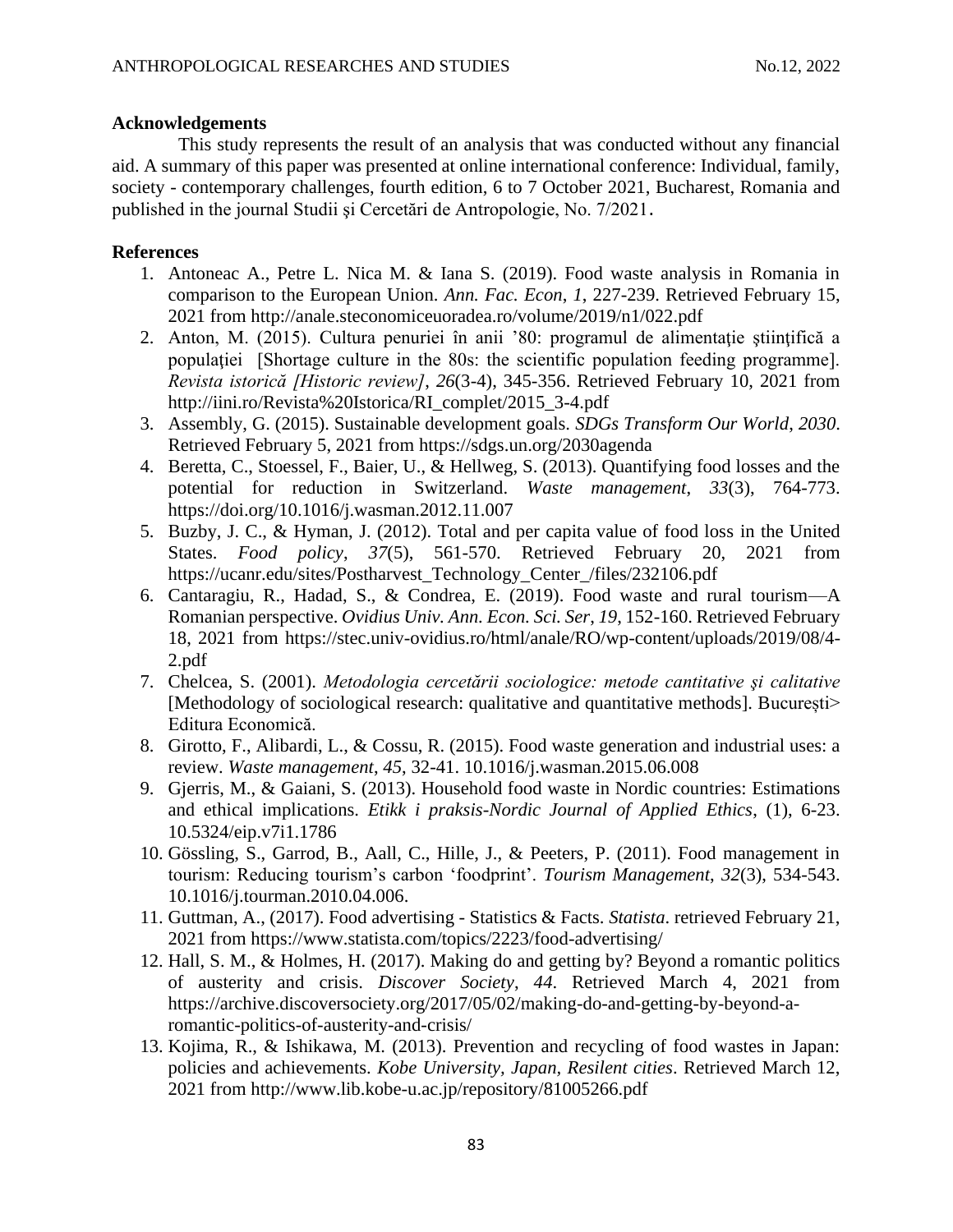## Acknowledgements

This study represents the result of an analysis that was conducted without any financial aid. A summary of this paper was presented at online international conference: Individual, family, society - contemporary challenges, fourth edition, 6 to 7 October 2021, Bucharest, Romania and published in the journal Studii şi Cercetări de Antropologie, No. 7/2021.

## References

1. Antoneac A., Petre L. Nica M. & Iana S. (2019). Food waste analysis in Romania in comparison to the European Union. *Ann. Fac. Econ*, *1*, 227-239. Retrieved February 15, 2021 from http://anale.steconomiceuoradea.ro/volume/2019/n1/022.pdf
2. Anton, M. (2015). Cultura penuriei în anii '80: programul de alimentaţie ştiinţifică a populaţiei [Shortage culture in the 80s: the scientific population feeding programme]. *Revista istorică [Historic review]*, *26*(3-4), 345-356. Retrieved February 10, 2021 from http://iini.ro/Revista%20Istorica/RI_complet/2015_3-4.pdf
3. Assembly, G. (2015). Sustainable development goals. *SDGs Transform Our World*, *2030*. Retrieved February 5, 2021 from https://sdgs.un.org/2030agenda
4. Beretta, C., Stoessel, F., Baier, U., & Hellweg, S. (2013). Quantifying food losses and the potential for reduction in Switzerland. *Waste management*, *33*(3), 764-773. https://doi.org/10.1016/j.wasman.2012.11.007
5. Buzby, J. C., & Hyman, J. (2012). Total and per capita value of food loss in the United States. *Food policy*, *37*(5), 561-570. Retrieved February 20, 2021 from https://ucanr.edu/sites/Postharvest_Technology_Center_/files/232106.pdf
6. Cantaragiu, R., Hadad, S., & Condrea, E. (2019). Food waste and rural tourism—A Romanian perspective. *Ovidius Univ. Ann. Econ. Sci. Ser*, *19*, 152-160. Retrieved February 18, 2021 from https://stec.univ-ovidius.ro/html/anale/RO/wp-content/uploads/2019/08/4-2.pdf
7. Chelcea, S. (2001). *Metodologia cercetării sociologice: metode cantitative şi calitative* [Methodology of sociological research: qualitative and quantitative methods]. București> Editura Economică.
8. Girotto, F., Alibardi, L., & Cossu, R. (2015). Food waste generation and industrial uses: a review. *Waste management*, *45*, 32-41. 10.1016/j.wasman.2015.06.008
9. Gjerris, M., & Gaiani, S. (2013). Household food waste in Nordic countries: Estimations and ethical implications. *Etikk i praksis-Nordic Journal of Applied Ethics*, (1), 6-23. 10.5324/eip.v7i1.1786
10. Gössling, S., Garrod, B., Aall, C., Hille, J., & Peeters, P. (2011). Food management in tourism: Reducing tourism's carbon 'foodprint'. *Tourism Management*, *32*(3), 534-543. 10.1016/j.tourman.2010.04.006.
11. Guttman, A., (2017). Food advertising - Statistics & Facts. *Statista*. retrieved February 21, 2021 from https://www.statista.com/topics/2223/food-advertising/
12. Hall, S. M., & Holmes, H. (2017). Making do and getting by? Beyond a romantic politics of austerity and crisis. *Discover Society*, *44*. Retrieved March 4, 2021 from https://archive.discoversociety.org/2017/05/02/making-do-and-getting-by-beyond-a-romantic-politics-of-austerity-and-crisis/
13. Kojima, R., & Ishikawa, M. (2013). Prevention and recycling of food wastes in Japan: policies and achievements. *Kobe University, Japan, Resilent cities*. Retrieved March 12, 2021 from http://www.lib.kobe-u.ac.jp/repository/81005266.pdf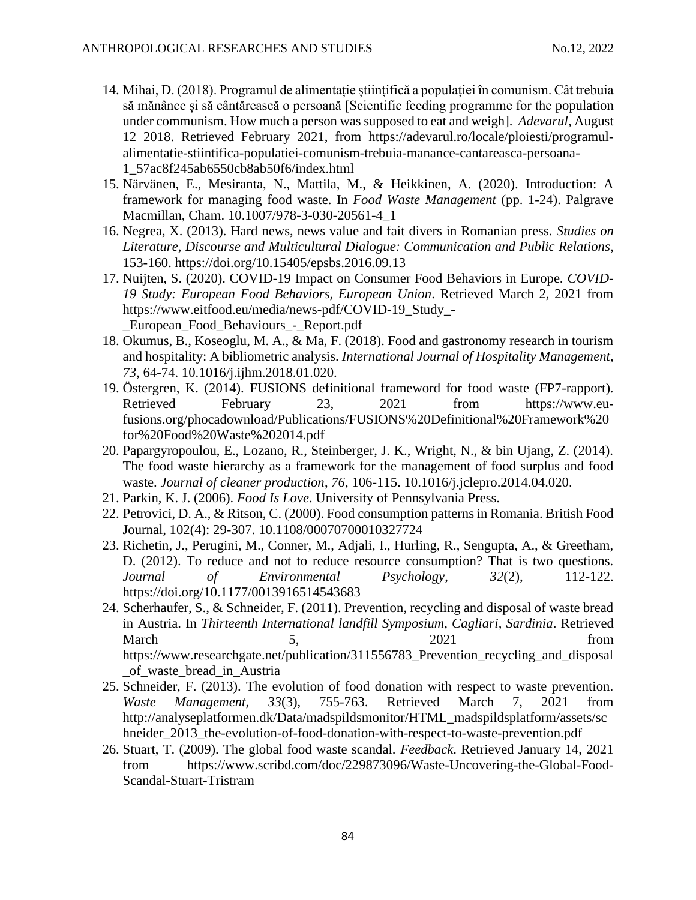14. Mihai, D. (2018). Programul de alimentație științifică a populației în comunism. Cât trebuia să mănânce și să cântărească o persoană [Scientific feeding programme for the population under communism. How much a person was supposed to eat and weigh]. *Adevarul*, August 12 2018. Retrieved February 2021, from https://adevarul.ro/locale/ploiesti/programul-alimentatie-stiintifica-populatiei-comunism-trebuia-manance-cantareasca-persoana-1_57ac8f245ab6550cb8ab50f6/index.html
15. Närvänen, E., Mesiranta, N., Mattila, M., & Heikkinen, A. (2020). Introduction: A framework for managing food waste. In *Food Waste Management* (pp. 1-24). Palgrave Macmillan, Cham. 10.1007/978-3-030-20561-4_1
16. Negrea, X. (2013). Hard news, news value and fait divers in Romanian press. *Studies on Literature, Discourse and Multicultural Dialogue: Communication and Public Relations*, 153-160. https://doi.org/10.15405/epsbs.2016.09.13
17. Nuijten, S. (2020). COVID-19 Impact on Consumer Food Behaviors in Europe. *COVID-19 Study: European Food Behaviors, European Union*. Retrieved March 2, 2021 from https://www.eitfood.eu/media/news-pdf/COVID-19_Study_-_European_Food_Behaviours_-_Report.pdf
18. Okumus, B., Koseoglu, M. A., & Ma, F. (2018). Food and gastronomy research in tourism and hospitality: A bibliometric analysis. *International Journal of Hospitality Management*, *73*, 64-74. 10.1016/j.ijhm.2018.01.020.
19. Östergren, K. (2014). FUSIONS definitional frameword for food waste (FP7-rapport). Retrieved February 23, 2021 from https://www.eu-fusions.org/phocadownload/Publications/FUSIONS%20Definitional%20Framework%20for%20Food%20Waste%202014.pdf
20. Papargyropoulou, E., Lozano, R., Steinberger, J. K., Wright, N., & bin Ujang, Z. (2014). The food waste hierarchy as a framework for the management of food surplus and food waste. *Journal of cleaner production*, *76*, 106-115. 10.1016/j.jclepro.2014.04.020.
21. Parkin, K. J. (2006). *Food Is Love*. University of Pennsylvania Press.
22. Petrovici, D. A., & Ritson, C. (2000). Food consumption patterns in Romania. British Food Journal, 102(4): 29-307. 10.1108/00070700010327724
23. Richetin, J., Perugini, M., Conner, M., Adjali, I., Hurling, R., Sengupta, A., & Greetham, D. (2012). To reduce and not to reduce resource consumption? That is two questions. *Journal of Environmental Psychology*, *32*(2), 112-122. https://doi.org/10.1177/0013916514543683
24. Scherhaufer, S., & Schneider, F. (2011). Prevention, recycling and disposal of waste bread in Austria. In *Thirteenth International landfill Symposium, Cagliari, Sardinia*. Retrieved March 5, 2021 from https://www.researchgate.net/publication/311556783_Prevention_recycling_and_disposal_of_waste_bread_in_Austria
25. Schneider, F. (2013). The evolution of food donation with respect to waste prevention. *Waste Management*, *33*(3), 755-763. Retrieved March 7, 2021 from http://analyseplatformen.dk/Data/madspildsmonitor/HTML_madspildsplatform/assets/schneider_2013_the-evolution-of-food-donation-with-respect-to-waste-prevention.pdf
26. Stuart, T. (2009). The global food waste scandal. *Feedback*. Retrieved January 14, 2021 from https://www.scribd.com/doc/229873096/Waste-Uncovering-the-Global-Food-Scandal-Stuart-Tristram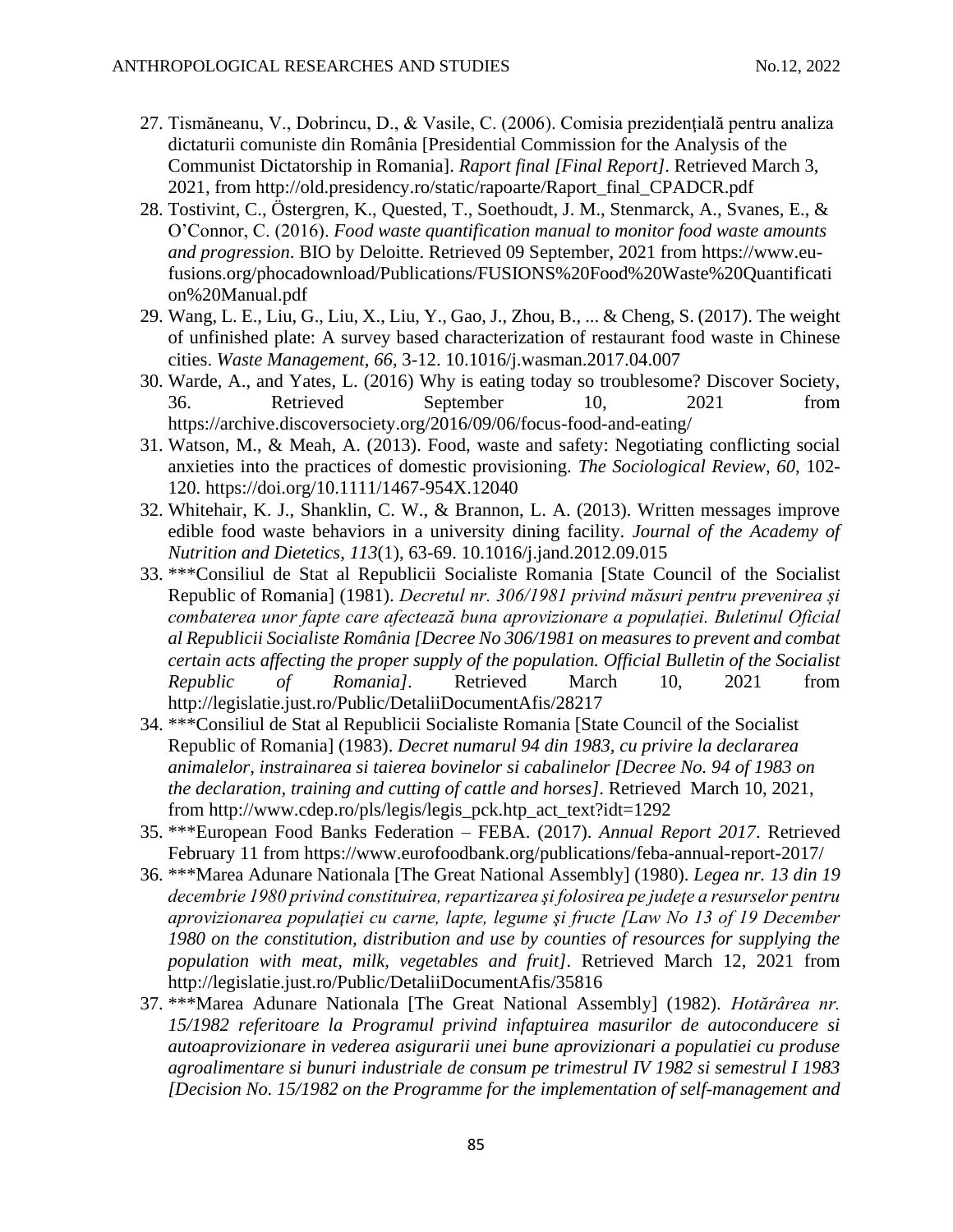27. Tismăneanu, V., Dobrincu, D., & Vasile, C. (2006). Comisia prezidenţială pentru analiza dictaturii comuniste din România [Presidential Commission for the Analysis of the Communist Dictatorship in Romania]. *Raport final [Final Report]*. Retrieved March 3, 2021, from http://old.presidency.ro/static/rapoarte/Raport_final_CPADCR.pdf
28. Tostivint, C., Östergren, K., Quested, T., Soethoudt, J. M., Stenmarck, A., Svanes, E., & O'Connor, C. (2016). *Food waste quantification manual to monitor food waste amounts and progression*. BIO by Deloitte. Retrieved 09 September, 2021 from https://www.eu-fusions.org/phocadownload/Publications/FUSIONS%20Food%20Waste%20Quantification%20Manual.pdf
29. Wang, L. E., Liu, G., Liu, X., Liu, Y., Gao, J., Zhou, B., ... & Cheng, S. (2017). The weight of unfinished plate: A survey based characterization of restaurant food waste in Chinese cities. *Waste Management*, *66*, 3-12. 10.1016/j.wasman.2017.04.007
30. Warde, A., and Yates, L. (2016) Why is eating today so troublesome? Discover Society, 36. Retrieved September 10, 2021 from https://archive.discoversociety.org/2016/09/06/focus-food-and-eating/
31. Watson, M., & Meah, A. (2013). Food, waste and safety: Negotiating conflicting social anxieties into the practices of domestic provisioning. *The Sociological Review*, *60*, 102-120. https://doi.org/10.1111/1467-954X.12040
32. Whitehair, K. J., Shanklin, C. W., & Brannon, L. A. (2013). Written messages improve edible food waste behaviors in a university dining facility. *Journal of the Academy of Nutrition and Dietetics*, *113*(1), 63-69. 10.1016/j.jand.2012.09.015
33. ***Consiliul de Stat al Republicii Socialiste Romania [State Council of the Socialist Republic of Romania] (1981). *Decretul nr. 306/1981 privind măsuri pentru prevenirea și combaterea unor fapte care afectează buna aprovizionare a populației. Buletinul Oficial al Republicii Socialiste România [Decree No 306/1981 on measures to prevent and combat certain acts affecting the proper supply of the population. Official Bulletin of the Socialist Republic of Romania]*. Retrieved March 10, 2021 from http://legislatie.just.ro/Public/DetaliiDocumentAfis/28217
34. ***Consiliul de Stat al Republicii Socialiste Romania [State Council of the Socialist Republic of Romania] (1983). *Decret numarul 94 din 1983, cu privire la declararea animalelor, instrainarea si taierea bovinelor si cabalinelor [Decree No. 94 of 1983 on the declaration, training and cutting of cattle and horses]*. Retrieved March 10, 2021, from http://www.cdep.ro/pls/legis/legis_pck.htp_act_text?idt=1292
35. ***European Food Banks Federation – FEBA. (2017). *Annual Report 2017*. Retrieved February 11 from https://www.eurofoodbank.org/publications/feba-annual-report-2017/
36. ***Marea Adunare Nationala [The Great National Assembly] (1980). *Legea nr. 13 din 19 decembrie 1980 privind constituirea, repartizarea şi folosirea pe judeţe a resurselor pentru aprovizionarea populaţiei cu carne, lapte, legume şi fructe [Law No 13 of 19 December 1980 on the constitution, distribution and use by counties of resources for supplying the population with meat, milk, vegetables and fruit]*. Retrieved March 12, 2021 from http://legislatie.just.ro/Public/DetaliiDocumentAfis/35816
37. ***Marea Adunare Nationala [The Great National Assembly] (1982). *Hotărârea nr. 15/1982 referitoare la Programul privind infaptuirea masurilor de autoconducere si autoaprovizionare in vederea asigurarii unei bune aprovizionari a populatiei cu produse agroalimentare si bunuri industriale de consum pe trimestrul IV 1982 si semestrul I 1983 [Decision No. 15/1982 on the Programme for the implementation of self-management and*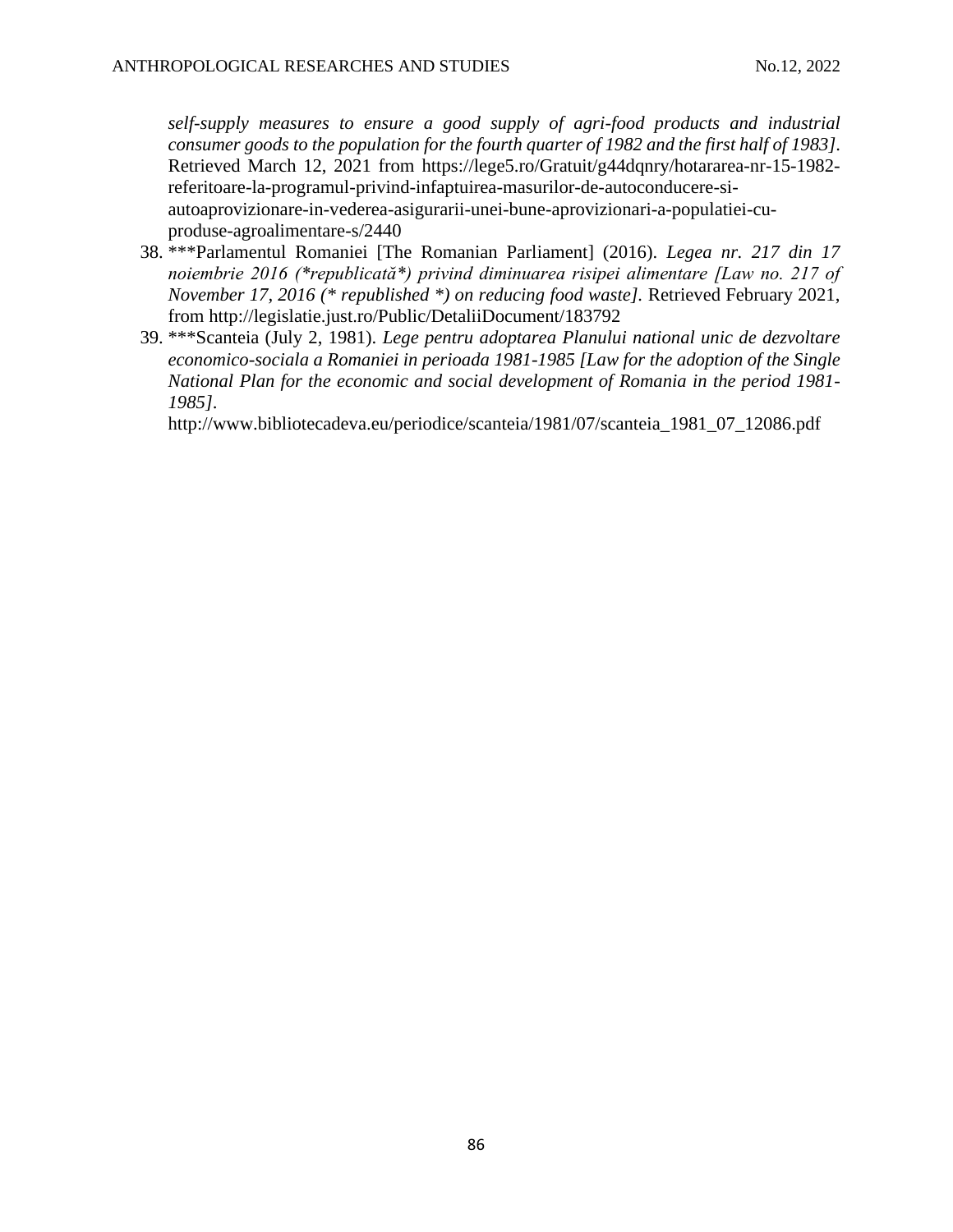*self-supply measures to ensure a good supply of agri-food products and industrial consumer goods to the population for the fourth quarter of 1982 and the first half of 1983]*. Retrieved March 12, 2021 from https://lege5.ro/Gratuit/g44dqnry/hotararea-nr-15-1982-referitoare-la-programul-privind-infaptuirea-masurilor-de-autoconducere-si-autoaprovizionare-in-vederea-asigurarii-unei-bune-aprovizionari-a-populatiei-cu-produse-agroalimentare-s/2440

38. ***Parlamentul Romaniei [The Romanian Parliament] (2016). *Legea nr. 217 din 17 noiembrie 2016 (*republicată*) privind diminuarea risipei alimentare [Law no. 217 of November 17, 2016 (* republished *) on reducing food waste]*. Retrieved February 2021, from http://legislatie.just.ro/Public/DetaliiDocument/183792
39. ***Scanteia (July 2, 1981). *Lege pentru adoptarea Planului national unic de dezvoltare economico-sociala a Romaniei in perioada 1981-1985 [Law for the adoption of the Single National Plan for the economic and social development of Romania in the period 1981-1985]*.
    http://www.bibliotecadeva.eu/periodice/scanteia/1981/07/scanteia_1981_07_12086.pdf